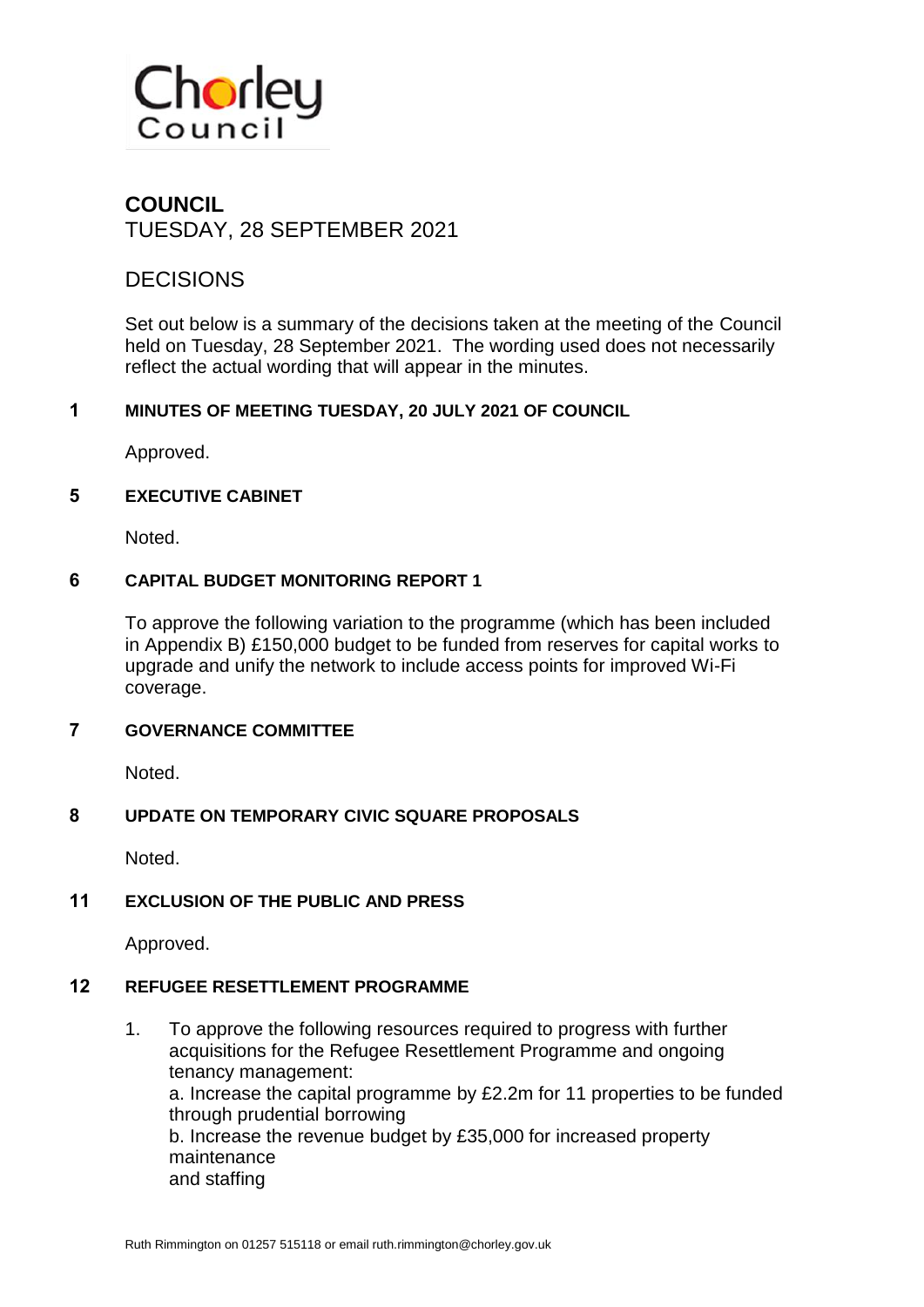Chorley Council

# COUNCIL

TUESDAY, 28 SEPTEMBER 2021

## DECISIONS

Set out below is a summary of the decisions taken at the meeting of the Council held on Tuesday, 28 September 2021. The wording used does not necessarily reflect the actual wording that will appear in the minutes.

### 1 MINUTES OF MEETING TUESDAY, 20 JULY 2021 OF COUNCIL

Approved.

### 5 EXECUTIVE CABINET

Noted.

### 6 CAPITAL BUDGET MONITORING REPORT 1

To approve the following variation to the programme (which has been included in Appendix B) £150,000 budget to be funded from reserves for capital works to upgrade and unify the network to include access points for improved Wi-Fi coverage.

### 7 GOVERNANCE COMMITTEE

Noted.

### 8 UPDATE ON TEMPORARY CIVIC SQUARE PROPOSALS

Noted.

### 11 EXCLUSION OF THE PUBLIC AND PRESS

Approved.

### 12 REFUGEE RESETTLEMENT PROGRAMME

1. To approve the following resources required to progress with further acquisitions for the Refugee Resettlement Programme and ongoing tenancy management:
   a. Increase the capital programme by £2.2m for 11 properties to be funded through prudential borrowing
   b. Increase the revenue budget by £35,000 for increased property maintenance
   and staffing

Ruth Rimmington on 01257 515118 or email ruth.rimmington@chorley.gov.uk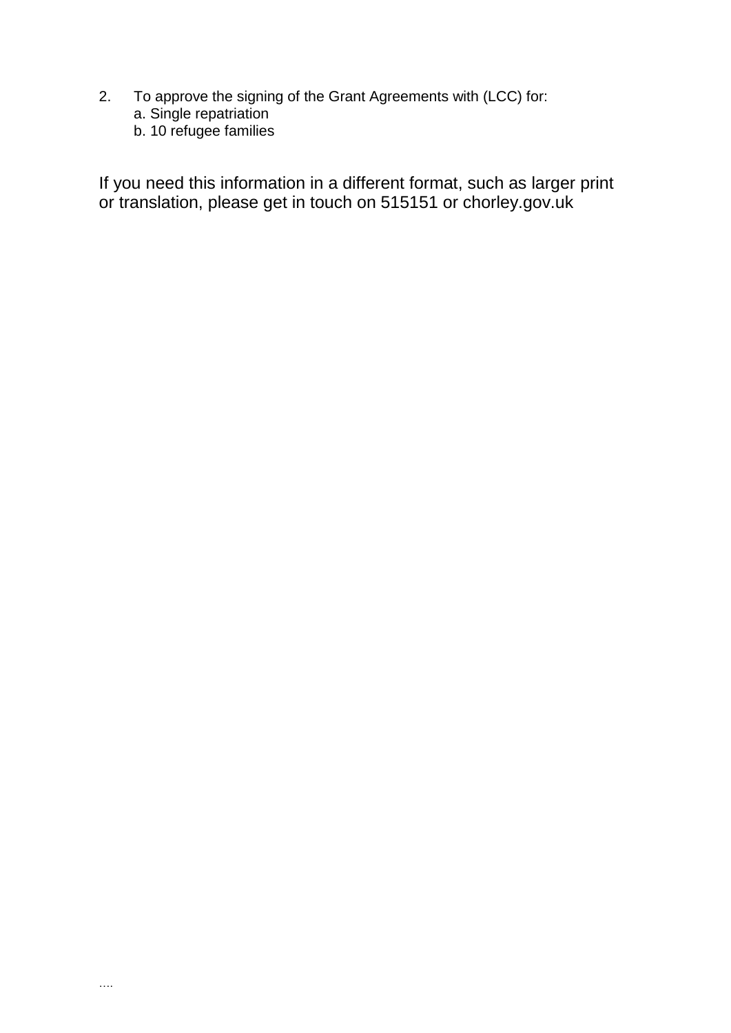2. To approve the signing of the Grant Agreements with (LCC) for:
   a. Single repatriation
   b. 10 refugee families

If you need this information in a different format, such as larger print or translation, please get in touch on 515151 or chorley.gov.uk

....